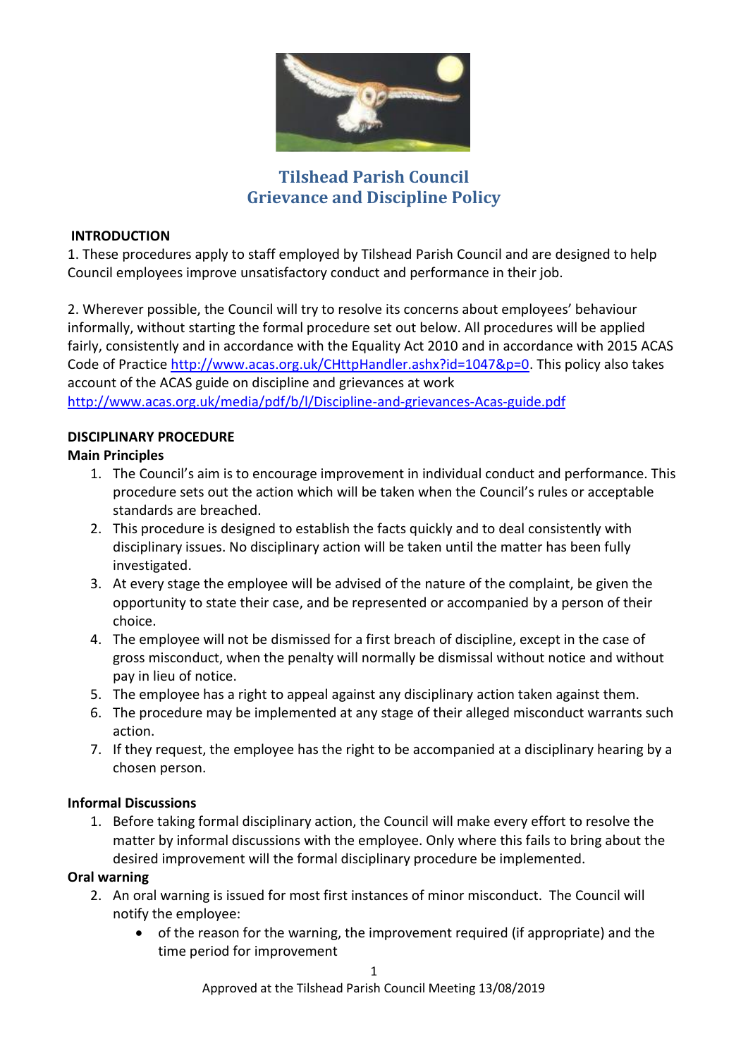# Tilshead Parish Council
# Grievance and Discipline Policy

**INTRODUCTION**

1. These procedures apply to staff employed by Tilshead Parish Council and are designed to help Council employees improve unsatisfactory conduct and performance in their job.

2. Wherever possible, the Council will try to resolve its concerns about employees' behaviour informally, without starting the formal procedure set out below. All procedures will be applied fairly, consistently and in accordance with the Equality Act 2010 and in accordance with 2015 ACAS Code of Practice http://www.acas.org.uk/CHttpHandler.ashx?id=1047&p=0. This policy also takes account of the ACAS guide on discipline and grievances at work http://www.acas.org.uk/media/pdf/b/l/Discipline-and-grievances-Acas-guide.pdf

**DISCIPLINARY PROCEDURE**

**Main Principles**

1. The Council's aim is to encourage improvement in individual conduct and performance. This procedure sets out the action which will be taken when the Council's rules or acceptable standards are breached.
2. This procedure is designed to establish the facts quickly and to deal consistently with disciplinary issues. No disciplinary action will be taken until the matter has been fully investigated.
3. At every stage the employee will be advised of the nature of the complaint, be given the opportunity to state their case, and be represented or accompanied by a person of their choice.
4. The employee will not be dismissed for a first breach of discipline, except in the case of gross misconduct, when the penalty will normally be dismissal without notice and without pay in lieu of notice.
5. The employee has a right to appeal against any disciplinary action taken against them.
6. The procedure may be implemented at any stage of their alleged misconduct warrants such action.
7. If they request, the employee has the right to be accompanied at a disciplinary hearing by a chosen person.

**Informal Discussions**

1. Before taking formal disciplinary action, the Council will make every effort to resolve the matter by informal discussions with the employee. Only where this fails to bring about the desired improvement will the formal disciplinary procedure be implemented.

**Oral warning**

2. An oral warning is issued for most first instances of minor misconduct. The Council will notify the employee:
   - of the reason for the warning, the improvement required (if appropriate) and the time period for improvement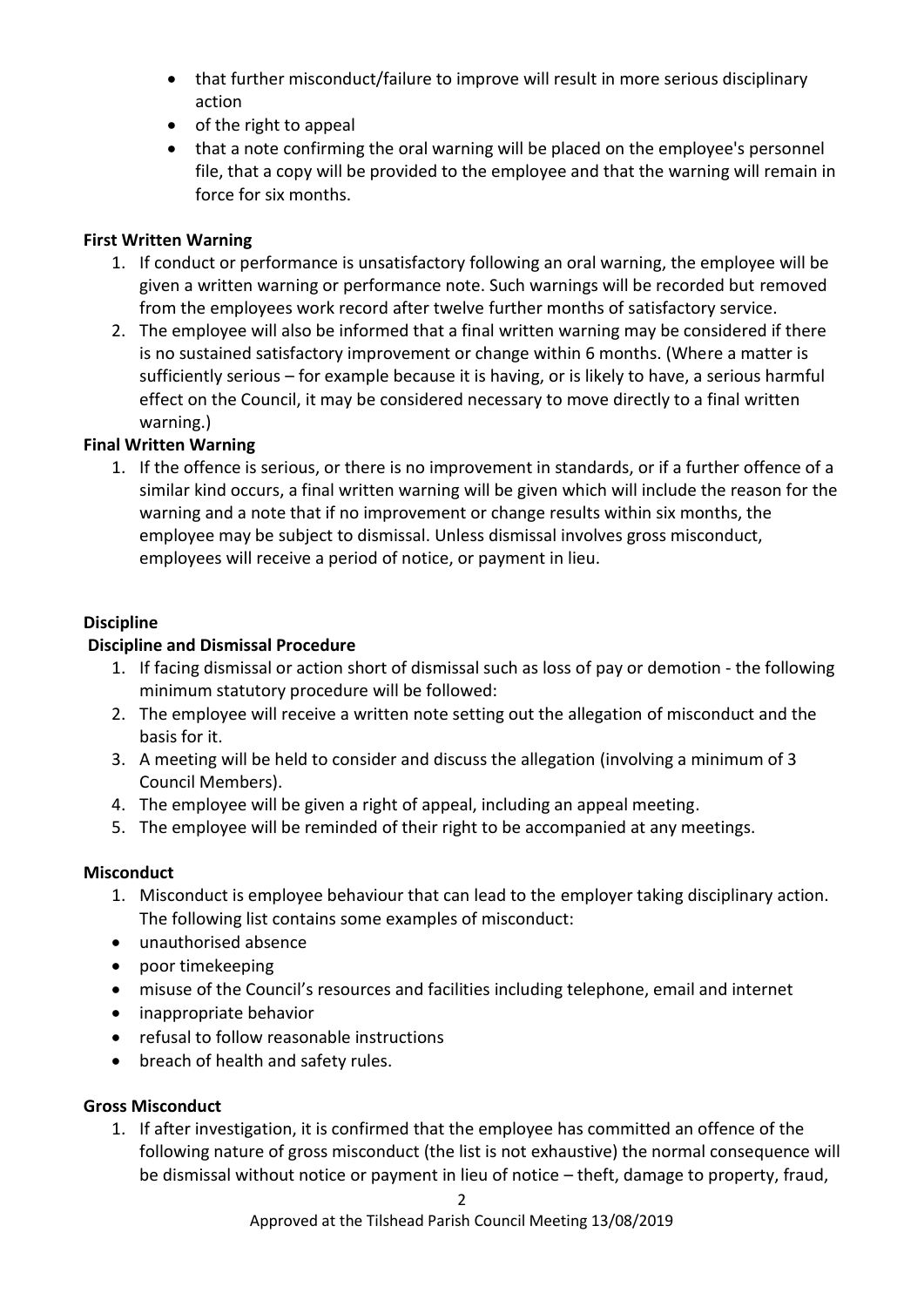- that further misconduct/failure to improve will result in more serious disciplinary action
- of the right to appeal
- that a note confirming the oral warning will be placed on the employee's personnel file, that a copy will be provided to the employee and that the warning will remain in force for six months.

**First Written Warning**

1. If conduct or performance is unsatisfactory following an oral warning, the employee will be given a written warning or performance note. Such warnings will be recorded but removed from the employees work record after twelve further months of satisfactory service.
2. The employee will also be informed that a final written warning may be considered if there is no sustained satisfactory improvement or change within 6 months. (Where a matter is sufficiently serious – for example because it is having, or is likely to have, a serious harmful effect on the Council, it may be considered necessary to move directly to a final written warning.)

**Final Written Warning**

1. If the offence is serious, or there is no improvement in standards, or if a further offence of a similar kind occurs, a final written warning will be given which will include the reason for the warning and a note that if no improvement or change results within six months, the employee may be subject to dismissal. Unless dismissal involves gross misconduct, employees will receive a period of notice, or payment in lieu.

**Discipline**

**Discipline and Dismissal Procedure**

1. If facing dismissal or action short of dismissal such as loss of pay or demotion - the following minimum statutory procedure will be followed:
2. The employee will receive a written note setting out the allegation of misconduct and the basis for it.
3. A meeting will be held to consider and discuss the allegation (involving a minimum of 3 Council Members).
4. The employee will be given a right of appeal, including an appeal meeting.
5. The employee will be reminded of their right to be accompanied at any meetings.

**Misconduct**

1. Misconduct is employee behaviour that can lead to the employer taking disciplinary action. The following list contains some examples of misconduct:
   - unauthorised absence
   - poor timekeeping
   - misuse of the Council's resources and facilities including telephone, email and internet
   - inappropriate behavior
   - refusal to follow reasonable instructions
   - breach of health and safety rules.

**Gross Misconduct**

1. If after investigation, it is confirmed that the employee has committed an offence of the following nature of gross misconduct (the list is not exhaustive) the normal consequence will be dismissal without notice or payment in lieu of notice – theft, damage to property, fraud,

Approved at the Tilshead Parish Council Meeting 13/08/2019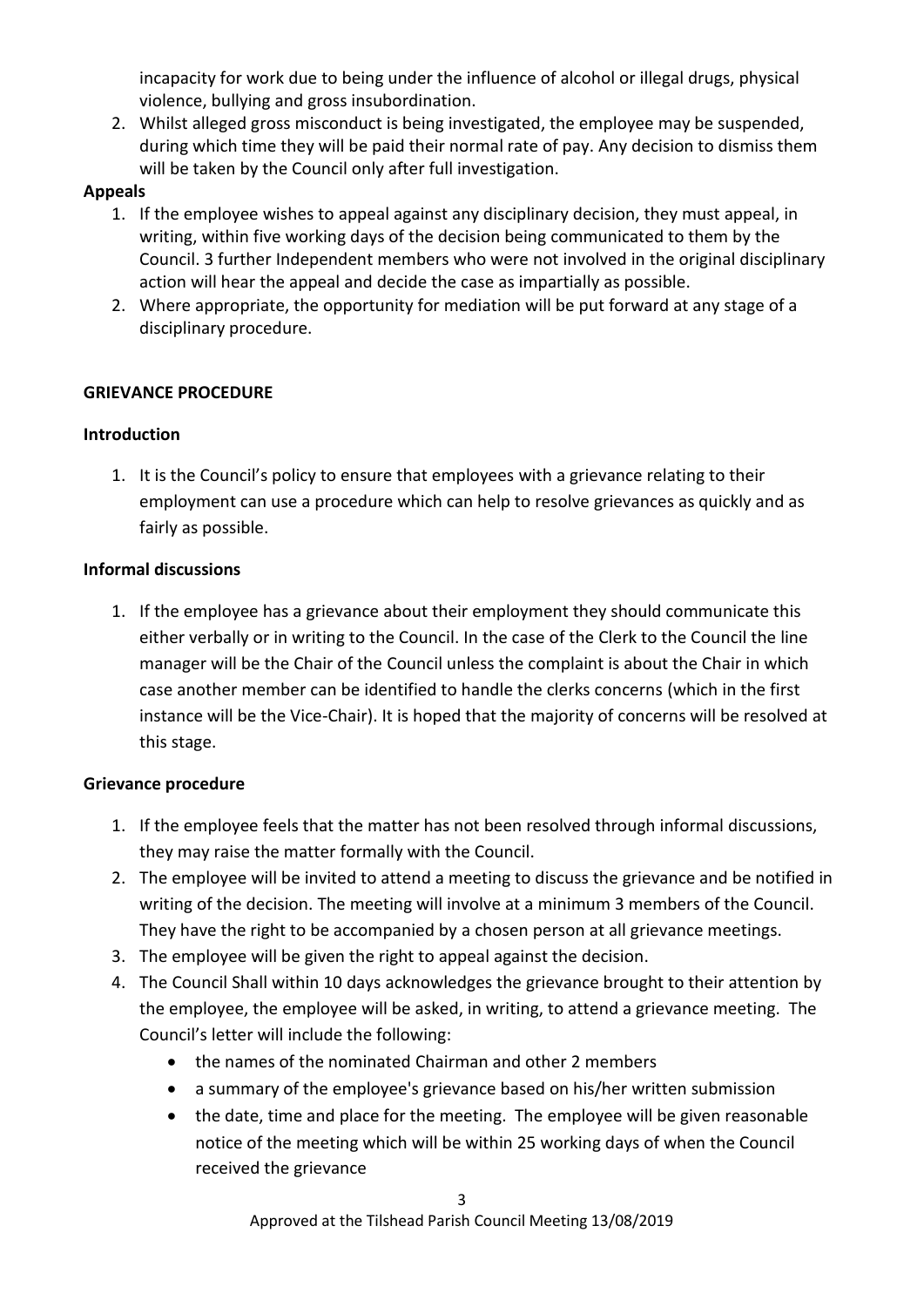incapacity for work due to being under the influence of alcohol or illegal drugs, physical violence, bullying and gross insubordination.

2. Whilst alleged gross misconduct is being investigated, the employee may be suspended, during which time they will be paid their normal rate of pay. Any decision to dismiss them will be taken by the Council only after full investigation.

**Appeals**

1. If the employee wishes to appeal against any disciplinary decision, they must appeal, in writing, within five working days of the decision being communicated to them by the Council. 3 further Independent members who were not involved in the original disciplinary action will hear the appeal and decide the case as impartially as possible.
2. Where appropriate, the opportunity for mediation will be put forward at any stage of a disciplinary procedure.

## GRIEVANCE PROCEDURE

**Introduction**

1. It is the Council's policy to ensure that employees with a grievance relating to their employment can use a procedure which can help to resolve grievances as quickly and as fairly as possible.

**Informal discussions**

1. If the employee has a grievance about their employment they should communicate this either verbally or in writing to the Council. In the case of the Clerk to the Council the line manager will be the Chair of the Council unless the complaint is about the Chair in which case another member can be identified to handle the clerks concerns (which in the first instance will be the Vice-Chair). It is hoped that the majority of concerns will be resolved at this stage.

**Grievance procedure**

1. If the employee feels that the matter has not been resolved through informal discussions, they may raise the matter formally with the Council.
2. The employee will be invited to attend a meeting to discuss the grievance and be notified in writing of the decision. The meeting will involve at a minimum 3 members of the Council. They have the right to be accompanied by a chosen person at all grievance meetings.
3. The employee will be given the right to appeal against the decision.
4. The Council Shall within 10 days acknowledges the grievance brought to their attention by the employee, the employee will be asked, in writing, to attend a grievance meeting. The Council's letter will include the following:
   - the names of the nominated Chairman and other 2 members
   - a summary of the employee's grievance based on his/her written submission
   - the date, time and place for the meeting. The employee will be given reasonable notice of the meeting which will be within 25 working days of when the Council received the grievance

Approved at the Tilshead Parish Council Meeting 13/08/2019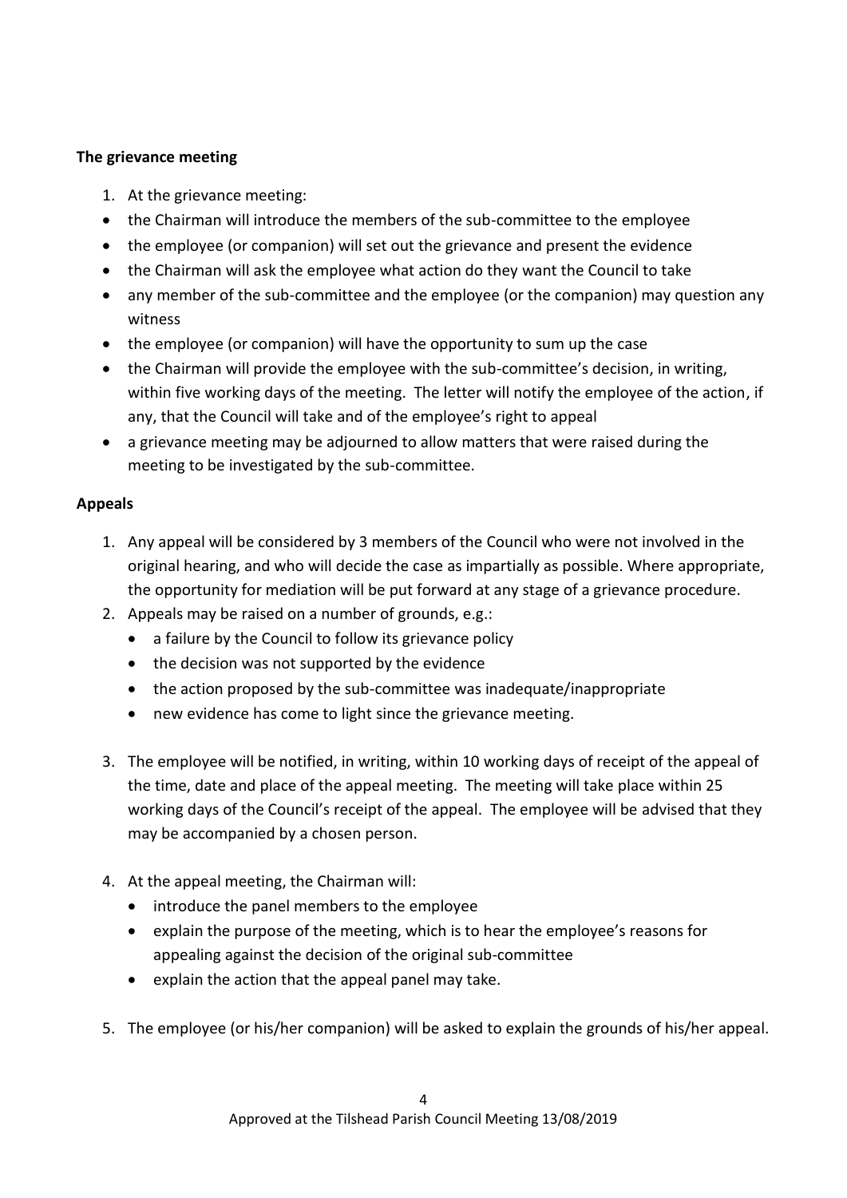**The grievance meeting**

1. At the grievance meeting:

- the Chairman will introduce the members of the sub-committee to the employee
- the employee (or companion) will set out the grievance and present the evidence
- the Chairman will ask the employee what action do they want the Council to take
- any member of the sub-committee and the employee (or the companion) may question any witness
- the employee (or companion) will have the opportunity to sum up the case
- the Chairman will provide the employee with the sub-committee's decision, in writing, within five working days of the meeting. The letter will notify the employee of the action, if any, that the Council will take and of the employee's right to appeal
- a grievance meeting may be adjourned to allow matters that were raised during the meeting to be investigated by the sub-committee.

**Appeals**

1. Any appeal will be considered by 3 members of the Council who were not involved in the original hearing, and who will decide the case as impartially as possible. Where appropriate, the opportunity for mediation will be put forward at any stage of a grievance procedure.
2. Appeals may be raised on a number of grounds, e.g.:
    - a failure by the Council to follow its grievance policy
    - the decision was not supported by the evidence
    - the action proposed by the sub-committee was inadequate/inappropriate
    - new evidence has come to light since the grievance meeting.

3. The employee will be notified, in writing, within 10 working days of receipt of the appeal of the time, date and place of the appeal meeting. The meeting will take place within 25 working days of the Council's receipt of the appeal. The employee will be advised that they may be accompanied by a chosen person.

4. At the appeal meeting, the Chairman will:
    - introduce the panel members to the employee
    - explain the purpose of the meeting, which is to hear the employee's reasons for appealing against the decision of the original sub-committee
    - explain the action that the appeal panel may take.

5. The employee (or his/her companion) will be asked to explain the grounds of his/her appeal.

Approved at the Tilshead Parish Council Meeting 13/08/2019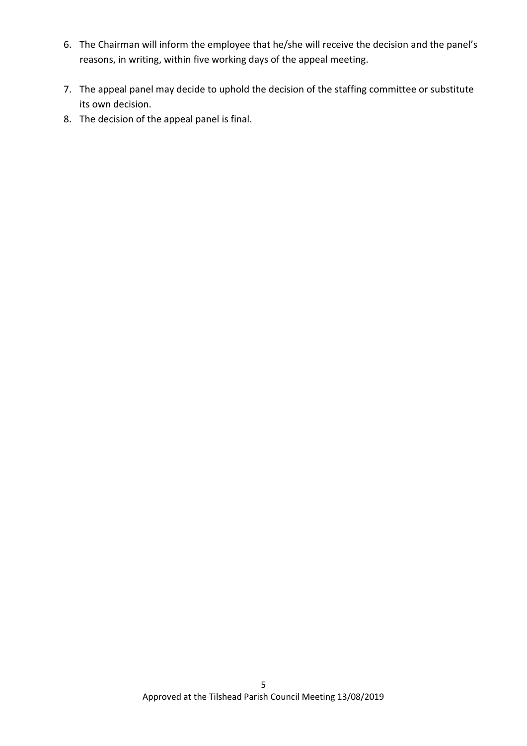6. The Chairman will inform the employee that he/she will receive the decision and the panel's reasons, in writing, within five working days of the appeal meeting.
7. The appeal panel may decide to uphold the decision of the staffing committee or substitute its own decision.
8. The decision of the appeal panel is final.